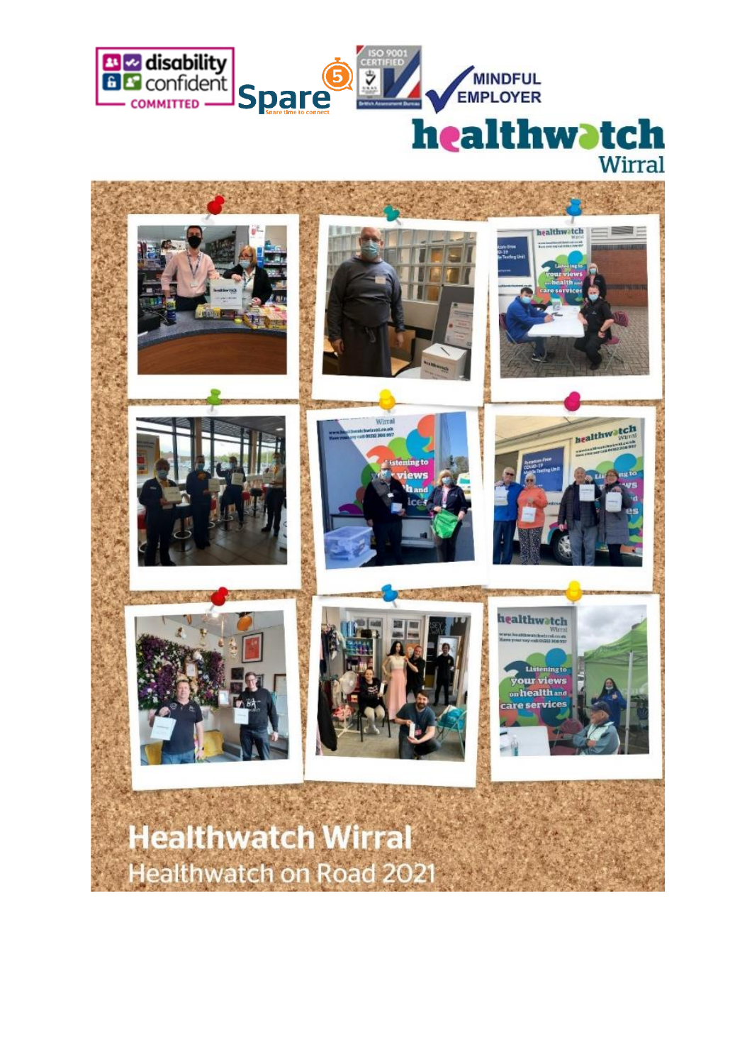# Healthwatch Wirral

## Healthwatch on Road 2021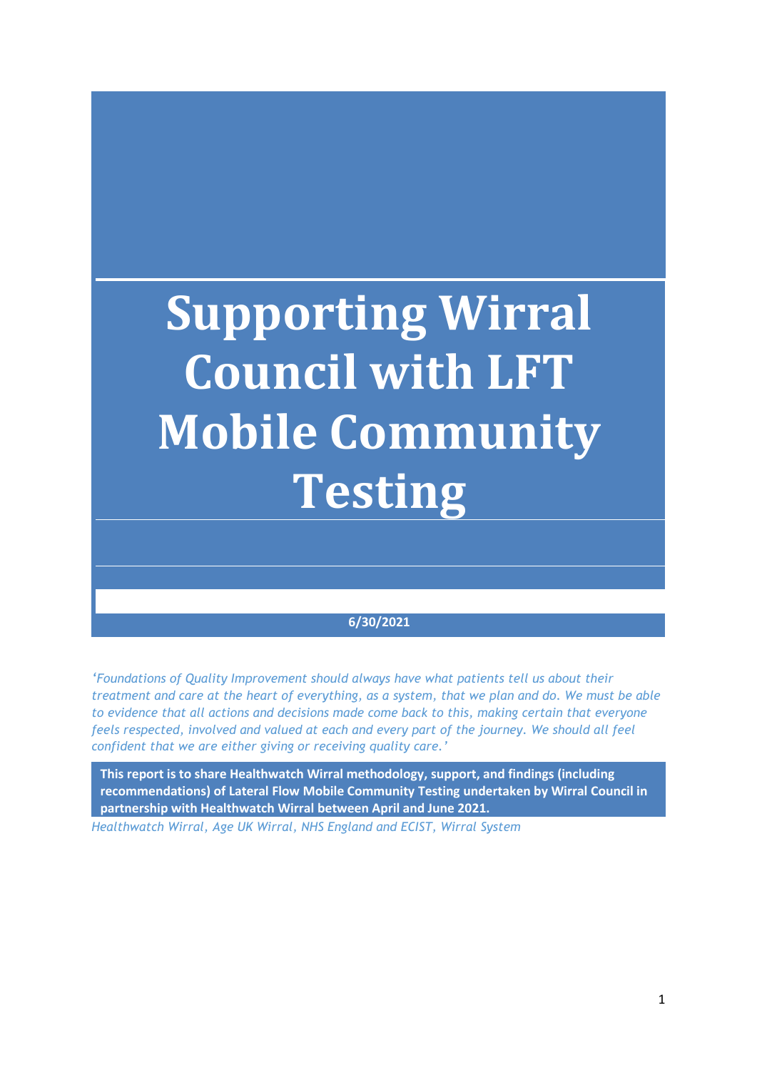# Supporting Wirral Council with LFT Mobile Community Testing

**6/30/2021**

*'Foundations of Quality Improvement should always have what patients tell us about their treatment and care at the heart of everything, as a system, that we plan and do. We must be able to evidence that all actions and decisions made come back to this, making certain that everyone feels respected, involved and valued at each and every part of the journey. We should all feel confident that we are either giving or receiving quality care.'*

**This report is to share Healthwatch Wirral methodology, support, and findings (including recommendations) of Lateral Flow Mobile Community Testing undertaken by Wirral Council in partnership with Healthwatch Wirral between April and June 2021.**

*Healthwatch Wirral, Age UK Wirral, NHS England and ECIST, Wirral System*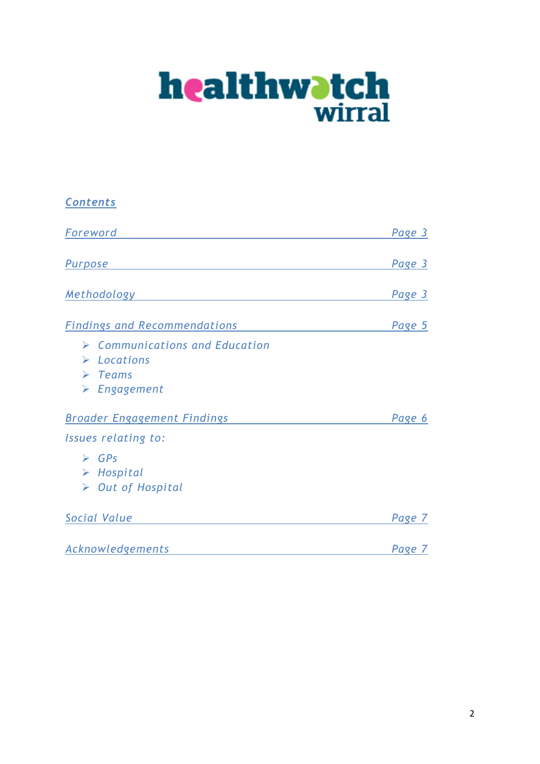**healthwatch wirral**

## *Contents*

| | |
|---|---|
| *Foreword* | *Page 3* |
| *Purpose* | *Page 3* |
| *Methodology* | *Page 3* |
| *Findings and Recommendations* | *Page 5* |

- *Communications and Education*
- *Locations*
- *Teams*
- *Engagement*

| | |
|---|---|
| *Broader Engagement Findings* | *Page 6* |

*Issues relating to:*

- *GPs*
- *Hospital*
- *Out of Hospital*

| | |
|---|---|
| *Social Value* | *Page 7* |
| *Acknowledgements* | *Page 7* |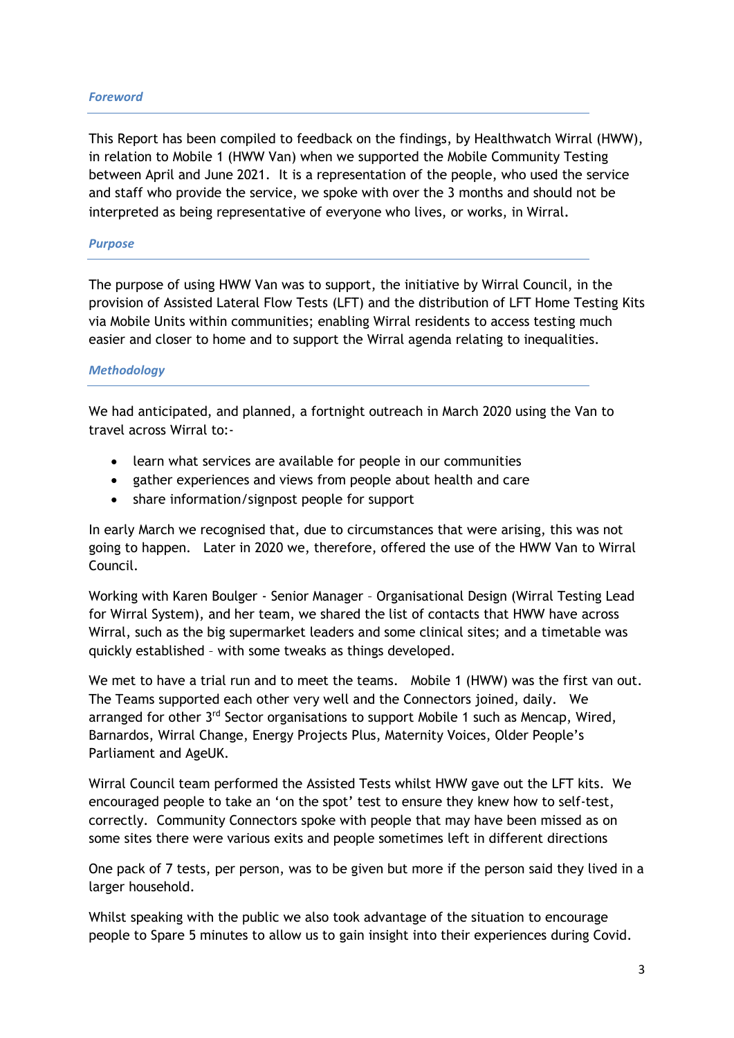### *Foreword*

This Report has been compiled to feedback on the findings, by Healthwatch Wirral (HWW), in relation to Mobile 1 (HWW Van) when we supported the Mobile Community Testing between April and June 2021. It is a representation of the people, who used the service and staff who provide the service, we spoke with over the 3 months and should not be interpreted as being representative of everyone who lives, or works, in Wirral.

### *Purpose*

The purpose of using HWW Van was to support, the initiative by Wirral Council, in the provision of Assisted Lateral Flow Tests (LFT) and the distribution of LFT Home Testing Kits via Mobile Units within communities; enabling Wirral residents to access testing much easier and closer to home and to support the Wirral agenda relating to inequalities.

### *Methodology*

We had anticipated, and planned, a fortnight outreach in March 2020 using the Van to travel across Wirral to:-

- learn what services are available for people in our communities
- gather experiences and views from people about health and care
- share information/signpost people for support

In early March we recognised that, due to circumstances that were arising, this was not going to happen. Later in 2020 we, therefore, offered the use of the HWW Van to Wirral Council.

Working with Karen Boulger - Senior Manager – Organisational Design (Wirral Testing Lead for Wirral System), and her team, we shared the list of contacts that HWW have across Wirral, such as the big supermarket leaders and some clinical sites; and a timetable was quickly established – with some tweaks as things developed.

We met to have a trial run and to meet the teams. Mobile 1 (HWW) was the first van out. The Teams supported each other very well and the Connectors joined, daily. We arranged for other 3rd Sector organisations to support Mobile 1 such as Mencap, Wired, Barnardos, Wirral Change, Energy Projects Plus, Maternity Voices, Older People's Parliament and AgeUK.

Wirral Council team performed the Assisted Tests whilst HWW gave out the LFT kits. We encouraged people to take an 'on the spot' test to ensure they knew how to self-test, correctly. Community Connectors spoke with people that may have been missed as on some sites there were various exits and people sometimes left in different directions

One pack of 7 tests, per person, was to be given but more if the person said they lived in a larger household.

Whilst speaking with the public we also took advantage of the situation to encourage people to Spare 5 minutes to allow us to gain insight into their experiences during Covid.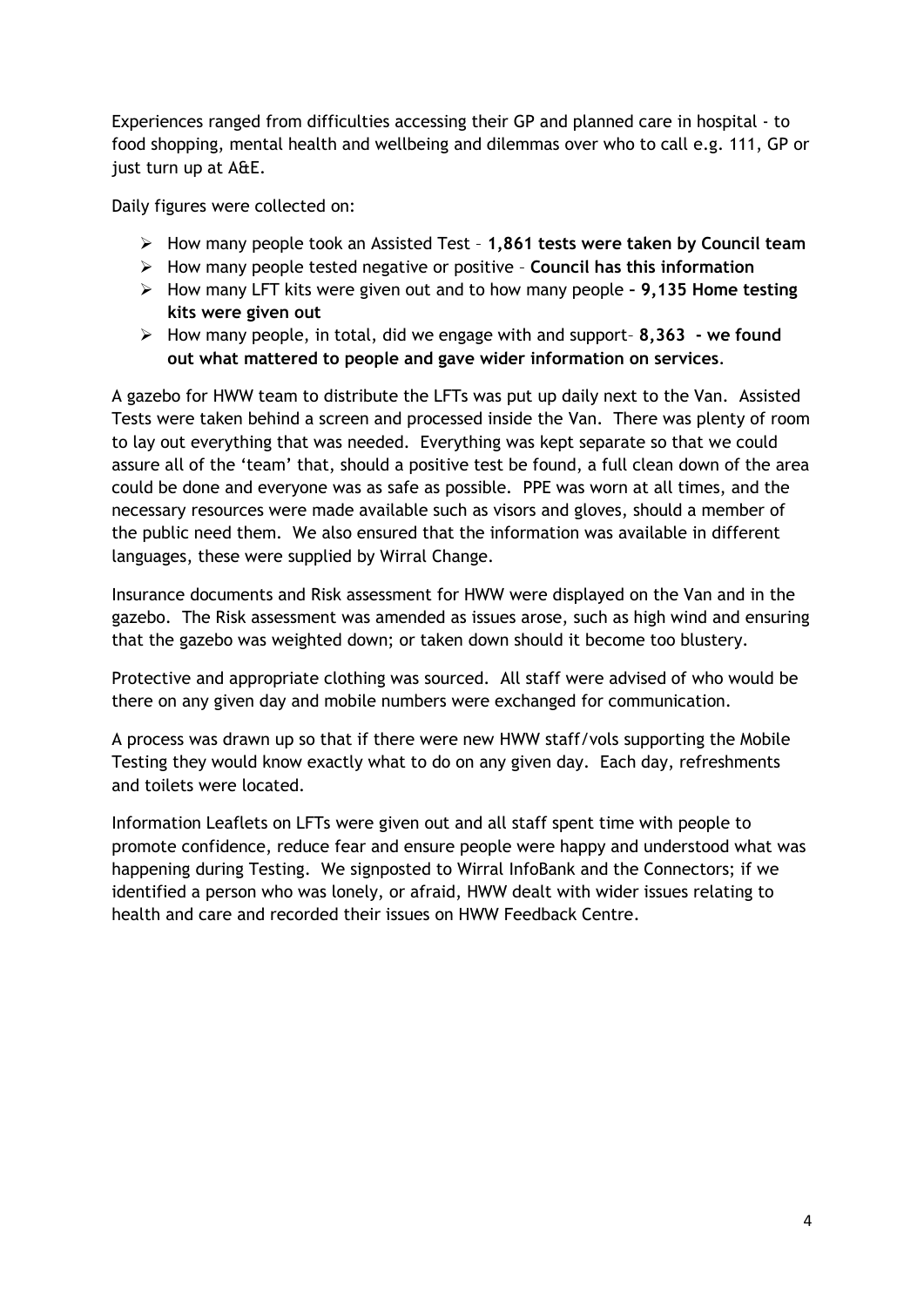Experiences ranged from difficulties accessing their GP and planned care in hospital - to food shopping, mental health and wellbeing and dilemmas over who to call e.g. 111, GP or just turn up at A&E.

Daily figures were collected on:

- How many people took an Assisted Test – **1,861 tests were taken by Council team**
- How many people tested negative or positive – **Council has this information**
- How many LFT kits were given out and to how many people **– 9,135 Home testing kits were given out**
- How many people, in total, did we engage with and support– **8,363 - we found out what mattered to people and gave wider information on services**.

A gazebo for HWW team to distribute the LFTs was put up daily next to the Van. Assisted Tests were taken behind a screen and processed inside the Van. There was plenty of room to lay out everything that was needed. Everything was kept separate so that we could assure all of the 'team' that, should a positive test be found, a full clean down of the area could be done and everyone was as safe as possible. PPE was worn at all times, and the necessary resources were made available such as visors and gloves, should a member of the public need them. We also ensured that the information was available in different languages, these were supplied by Wirral Change.

Insurance documents and Risk assessment for HWW were displayed on the Van and in the gazebo. The Risk assessment was amended as issues arose, such as high wind and ensuring that the gazebo was weighted down; or taken down should it become too blustery.

Protective and appropriate clothing was sourced. All staff were advised of who would be there on any given day and mobile numbers were exchanged for communication.

A process was drawn up so that if there were new HWW staff/vols supporting the Mobile Testing they would know exactly what to do on any given day. Each day, refreshments and toilets were located.

Information Leaflets on LFTs were given out and all staff spent time with people to promote confidence, reduce fear and ensure people were happy and understood what was happening during Testing. We signposted to Wirral InfoBank and the Connectors; if we identified a person who was lonely, or afraid, HWW dealt with wider issues relating to health and care and recorded their issues on HWW Feedback Centre.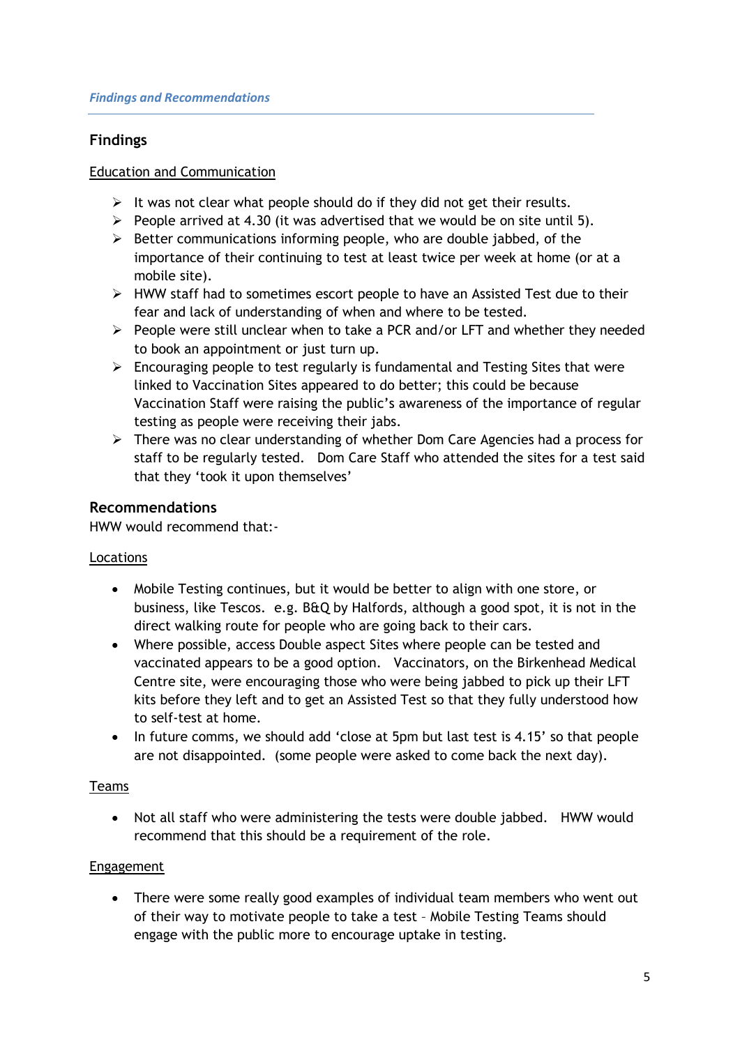## Findings

Education and Communication

- It was not clear what people should do if they did not get their results.
- People arrived at 4.30 (it was advertised that we would be on site until 5).
- Better communications informing people, who are double jabbed, of the importance of their continuing to test at least twice per week at home (or at a mobile site).
- HWW staff had to sometimes escort people to have an Assisted Test due to their fear and lack of understanding of when and where to be tested.
- People were still unclear when to take a PCR and/or LFT and whether they needed to book an appointment or just turn up.
- Encouraging people to test regularly is fundamental and Testing Sites that were linked to Vaccination Sites appeared to do better; this could be because Vaccination Staff were raising the public's awareness of the importance of regular testing as people were receiving their jabs.
- There was no clear understanding of whether Dom Care Agencies had a process for staff to be regularly tested. Dom Care Staff who attended the sites for a test said that they 'took it upon themselves'

## Recommendations

HWW would recommend that:-

Locations

- Mobile Testing continues, but it would be better to align with one store, or business, like Tescos. e.g. B&Q by Halfords, although a good spot, it is not in the direct walking route for people who are going back to their cars.
- Where possible, access Double aspect Sites where people can be tested and vaccinated appears to be a good option. Vaccinators, on the Birkenhead Medical Centre site, were encouraging those who were being jabbed to pick up their LFT kits before they left and to get an Assisted Test so that they fully understood how to self-test at home.
- In future comms, we should add 'close at 5pm but last test is 4.15' so that people are not disappointed. (some people were asked to come back the next day).

Teams

- Not all staff who were administering the tests were double jabbed. HWW would recommend that this should be a requirement of the role.

Engagement

- There were some really good examples of individual team members who went out of their way to motivate people to take a test – Mobile Testing Teams should engage with the public more to encourage uptake in testing.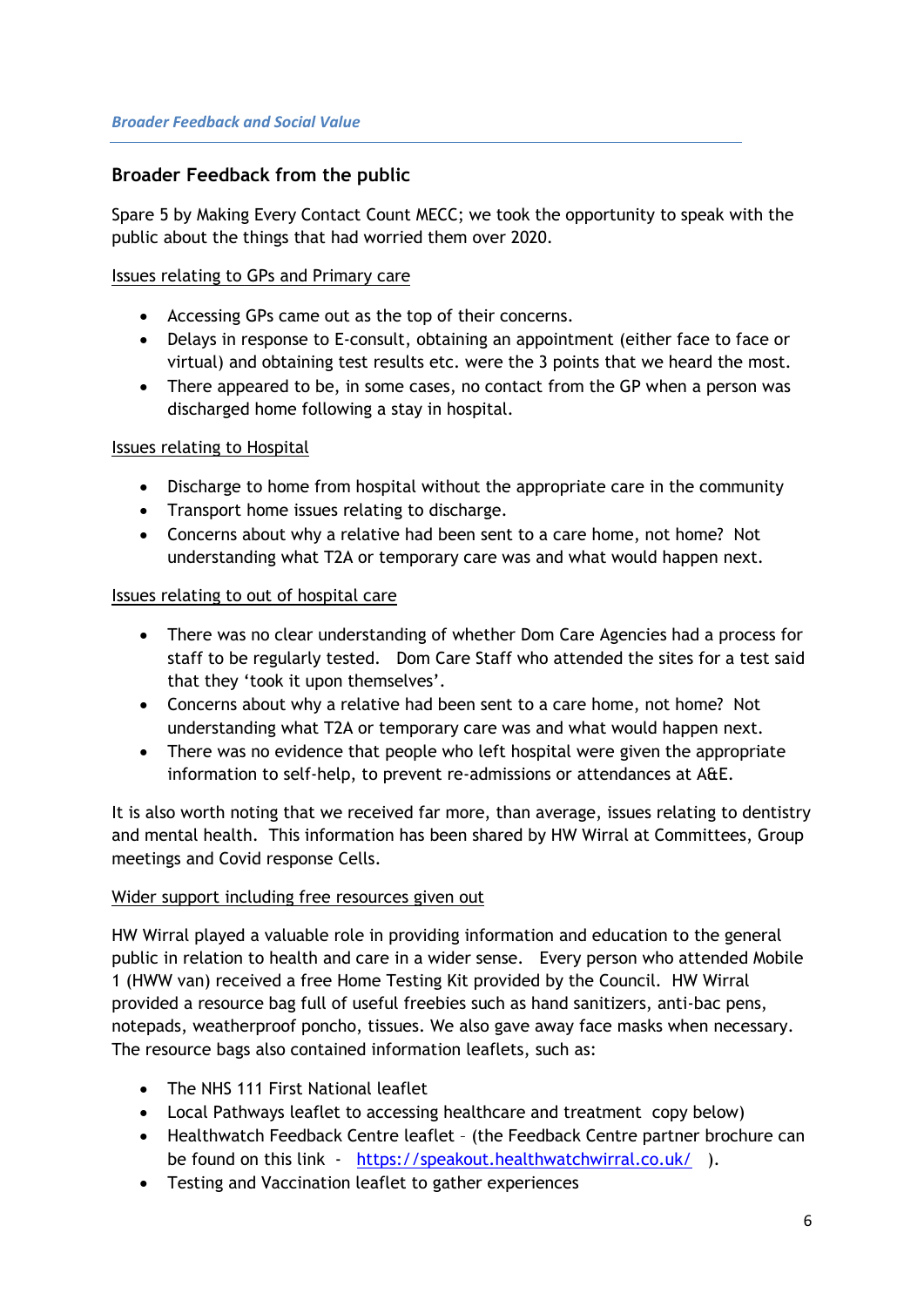## Broader Feedback from the public

Spare 5 by Making Every Contact Count MECC; we took the opportunity to speak with the public about the things that had worried them over 2020.

Issues relating to GPs and Primary care

- Accessing GPs came out as the top of their concerns.
- Delays in response to E-consult, obtaining an appointment (either face to face or virtual) and obtaining test results etc. were the 3 points that we heard the most.
- There appeared to be, in some cases, no contact from the GP when a person was discharged home following a stay in hospital.

Issues relating to Hospital

- Discharge to home from hospital without the appropriate care in the community
- Transport home issues relating to discharge.
- Concerns about why a relative had been sent to a care home, not home? Not understanding what T2A or temporary care was and what would happen next.

Issues relating to out of hospital care

- There was no clear understanding of whether Dom Care Agencies had a process for staff to be regularly tested. Dom Care Staff who attended the sites for a test said that they 'took it upon themselves'.
- Concerns about why a relative had been sent to a care home, not home? Not understanding what T2A or temporary care was and what would happen next.
- There was no evidence that people who left hospital were given the appropriate information to self-help, to prevent re-admissions or attendances at A&E.

It is also worth noting that we received far more, than average, issues relating to dentistry and mental health. This information has been shared by HW Wirral at Committees, Group meetings and Covid response Cells.

Wider support including free resources given out

HW Wirral played a valuable role in providing information and education to the general public in relation to health and care in a wider sense. Every person who attended Mobile 1 (HWW van) received a free Home Testing Kit provided by the Council. HW Wirral provided a resource bag full of useful freebies such as hand sanitizers, anti-bac pens, notepads, weatherproof poncho, tissues. We also gave away face masks when necessary. The resource bags also contained information leaflets, such as:

- The NHS 111 First National leaflet
- Local Pathways leaflet to accessing healthcare and treatment copy below)
- Healthwatch Feedback Centre leaflet – (the Feedback Centre partner brochure can be found on this link - https://speakout.healthwatchwirral.co.uk/ ).
- Testing and Vaccination leaflet to gather experiences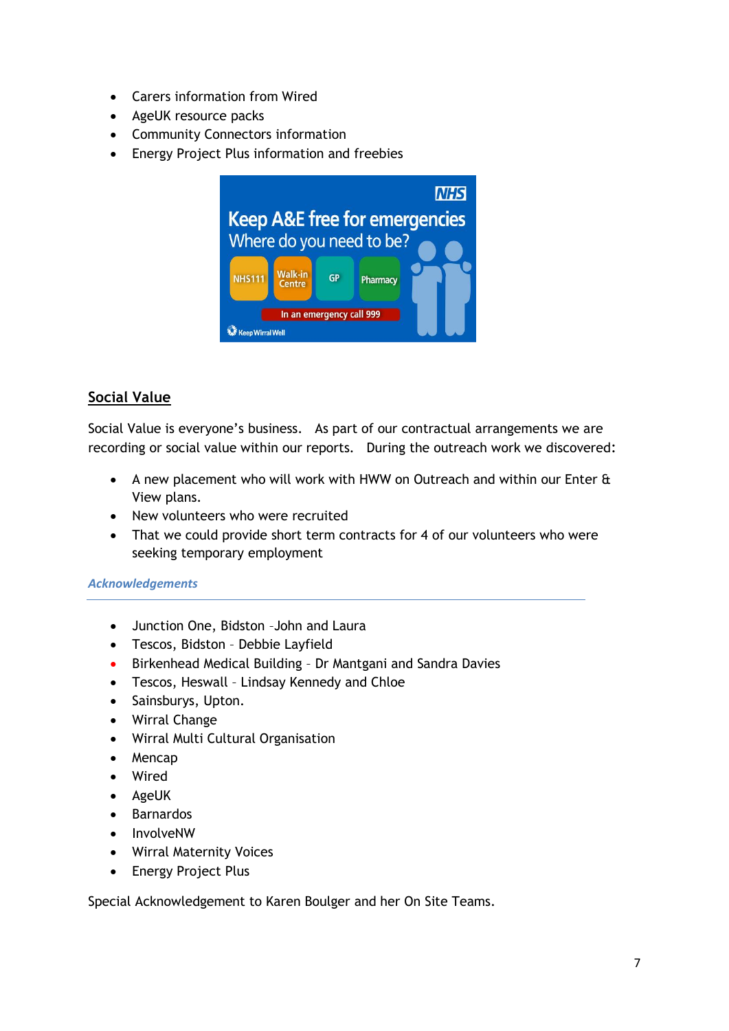- Carers information from Wired
- AgeUK resource packs
- Community Connectors information
- Energy Project Plus information and freebies

NHS

Keep A&E free for emergencies

Where do you need to be?

NHS111

Walk-in Centre

GP

Pharmacy

In an emergency call 999

KeepWirralWell

## Social Value

Social Value is everyone's business. As part of our contractual arrangements we are recording or social value within our reports. During the outreach work we discovered:

- A new placement who will work with HWW on Outreach and within our Enter & View plans.
- New volunteers who were recruited
- That we could provide short term contracts for 4 of our volunteers who were seeking temporary employment

### *Acknowledgements*

- Junction One, Bidston –John and Laura
- Tescos, Bidston – Debbie Layfield
- Birkenhead Medical Building – Dr Mantgani and Sandra Davies
- Tescos, Heswall – Lindsay Kennedy and Chloe
- Sainsburys, Upton.
- Wirral Change
- Wirral Multi Cultural Organisation
- Mencap
- Wired
- AgeUK
- Barnardos
- InvolveNW
- Wirral Maternity Voices
- Energy Project Plus

Special Acknowledgement to Karen Boulger and her On Site Teams.